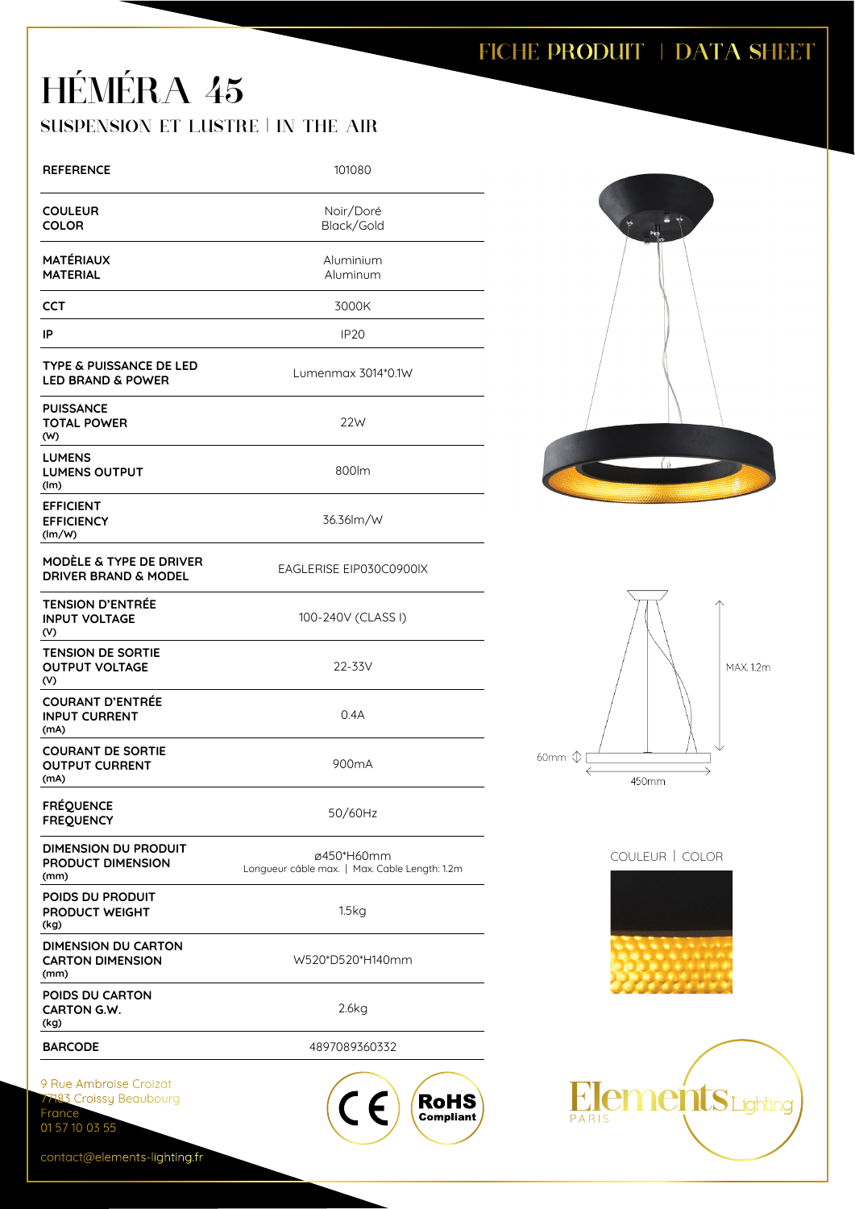FICHE PRODUIT | DATA SHEET

# HÉMÉRA 45

## SUSPENSION ET LUSTRE | IN THE AIR

| | |
|---|---|
| **REFERENCE** | 101080 |
| **COULEUR**<br>**COLOR** | Noir/Doré<br>Black/Gold |
| **MATÉRIAUX**<br>**MATERIAL** | Aluminium<br>Aluminum |
| **CCT** | 3000K |
| **IP** | IP20 |
| **TYPE & PUISSANCE DE LED**<br>**LED BRAND & POWER** | Lumenmax 3014*0.1W |
| **PUISSANCE**<br>**TOTAL POWER**<br>**(W)** | 22W |
| **LUMENS**<br>**LUMENS OUTPUT**<br>**(lm)** | 800lm |
| **EFFICIENT**<br>**EFFICIENCY**<br>**(lm/W)** | 36.36lm/W |
| **MODÈLE & TYPE DE DRIVER**<br>**DRIVER BRAND & MODEL** | EAGLERISE EIP030C0900IX |
| **TENSION D'ENTRÉE**<br>**INPUT VOLTAGE**<br>**(V)** | 100-240V (CLASS I) |
| **TENSION DE SORTIE**<br>**OUTPUT VOLTAGE**<br>**(V)** | 22-33V |
| **COURANT D'ENTRÉE**<br>**INPUT CURRENT**<br>**(mA)** | 0.4A |
| **COURANT DE SORTIE**<br>**OUTPUT CURRENT**<br>**(mA)** | 900mA |
| **FRÉQUENCE**<br>**FREQUENCY** | 50/60Hz |
| **DIMENSION DU PRODUIT**<br>**PRODUCT DIMENSION**<br>**(mm)** | ø450*H60mm<br>Longueur câble max. \| Max. Cable Length: 1.2m |
| **POIDS DU PRODUIT**<br>**PRODUCT WEIGHT**<br>**(kg)** | 1.5kg |
| **DIMENSION DU CARTON**<br>**CARTON DIMENSION**<br>**(mm)** | W520*D520*H140mm |
| **POIDS DU CARTON**<br>**CARTON G.W.**<br>**(kg)** | 2.6kg |
| **BARCODE** | 4897089360332 |

MAX. 1.2m

60mm

450mm

COULEUR | COLOR

9 Rue Ambroise Croizat
77183 Croissy Beaubourg
France
01 57 10 03 55

contact@elements-lighting.fr

CE

RoHS Compliant

Elements Lighting PARIS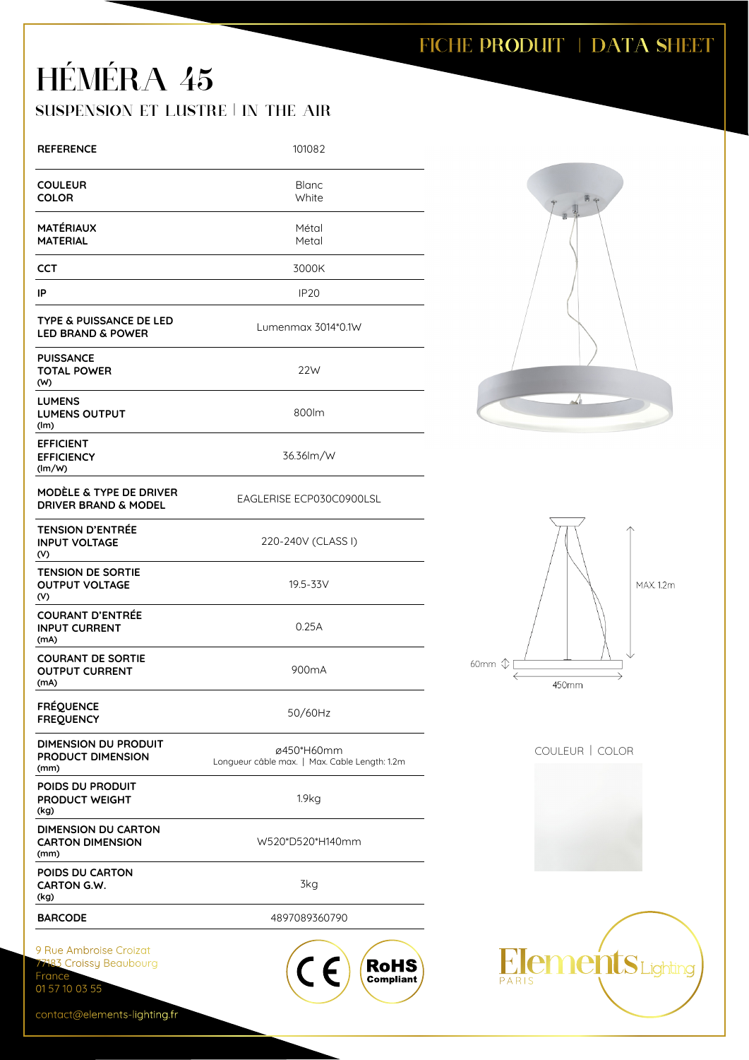FICHE PRODUIT | DATA SHEET

# HÉMÉRA 45

## SUSPENSION ET LUSTRE | IN THE AIR

| | |
|---|---|
| **REFERENCE** | 101082 |
| **COULEUR**<br>**COLOR** | Blanc<br>White |
| **MATÉRIAUX**<br>**MATERIAL** | Métal<br>Metal |
| **CCT** | 3000K |
| **IP** | IP20 |
| **TYPE & PUISSANCE DE LED**<br>**LED BRAND & POWER** | Lumenmax 3014*0.1W |
| **PUISSANCE**<br>**TOTAL POWER**<br>**(W)** | 22W |
| **LUMENS**<br>**LUMENS OUTPUT**<br>**(lm)** | 800lm |
| **EFFICIENT**<br>**EFFICIENCY**<br>**(lm/W)** | 36.36lm/W |
| **MODÈLE & TYPE DE DRIVER**<br>**DRIVER BRAND & MODEL** | EAGLERISE ECP030C0900LSL |
| **TENSION D'ENTRÉE**<br>**INPUT VOLTAGE**<br>**(V)** | 220-240V (CLASS I) |
| **TENSION DE SORTIE**<br>**OUTPUT VOLTAGE**<br>**(V)** | 19.5-33V |
| **COURANT D'ENTRÉE**<br>**INPUT CURRENT**<br>**(mA)** | 0.25A |
| **COURANT DE SORTIE**<br>**OUTPUT CURRENT**<br>**(mA)** | 900mA |
| **FRÉQUENCE**<br>**FREQUENCY** | 50/60Hz |
| **DIMENSION DU PRODUIT**<br>**PRODUCT DIMENSION**<br>**(mm)** | ø450*H60mm<br>Longueur câble max. \| Max. Cable Length: 1.2m |
| **POIDS DU PRODUIT**<br>**PRODUCT WEIGHT**<br>**(kg)** | 1.9kg |
| **DIMENSION DU CARTON**<br>**CARTON DIMENSION**<br>**(mm)** | W520*D520*H140mm |
| **POIDS DU CARTON**<br>**CARTON G.W.**<br>**(kg)** | 3kg |
| **BARCODE** | 4897089360790 |

MAX. 1.2m

60mm

450mm

COULEUR | COLOR

9 Rue Ambroise Croizat
77183 Croissy Beaubourg
France
01 57 10 03 55

contact@elements-lighting.fr

CE

RoHS Compliant

Elements Lighting PARIS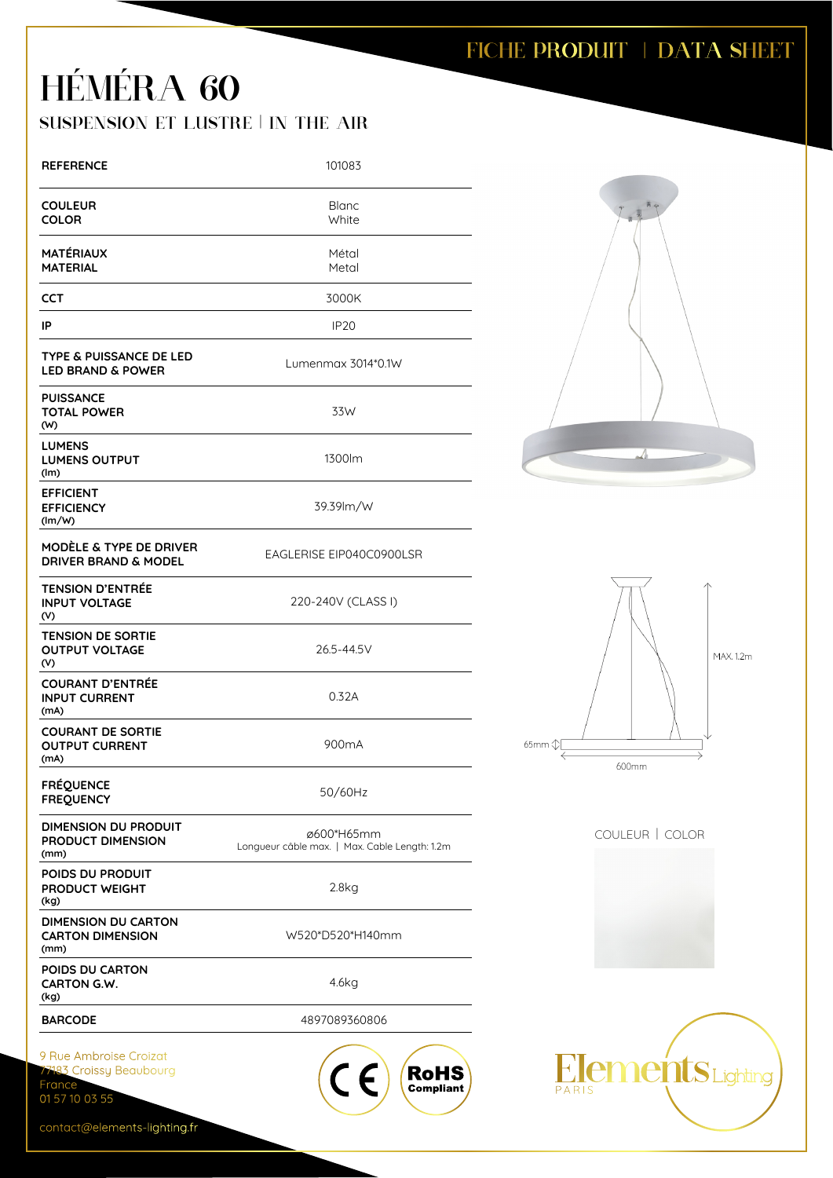FICHE PRODUIT | DATA SHEET

# HÉMÉRA 60

## SUSPENSION ET LUSTRE | IN THE AIR

| | |
|---|---|
| **REFERENCE** | 101083 |
| **COULEUR** **COLOR** | Blanc White |
| **MATÉRIAUX** **MATERIAL** | Métal Metal |
| **CCT** | 3000K |
| **IP** | IP20 |
| **TYPE & PUISSANCE DE LED** **LED BRAND & POWER** | Lumenmax 3014*0.1W |
| **PUISSANCE** **TOTAL POWER** **(W)** | 33W |
| **LUMENS** **LUMENS OUTPUT** **(lm)** | 1300lm |
| **EFFICIENT** **EFFICIENCY** **(lm/W)** | 39.39lm/W |
| **MODÈLE & TYPE DE DRIVER** **DRIVER BRAND & MODEL** | EAGLERISE EIP040C0900LSR |
| **TENSION D'ENTRÉE** **INPUT VOLTAGE** **(V)** | 220-240V (CLASS I) |
| **TENSION DE SORTIE** **OUTPUT VOLTAGE** **(V)** | 26.5-44.5V |
| **COURANT D'ENTRÉE** **INPUT CURRENT** **(mA)** | 0.32A |
| **COURANT DE SORTIE** **OUTPUT CURRENT** **(mA)** | 900mA |
| **FRÉQUENCE** **FREQUENCY** | 50/60Hz |
| **DIMENSION DU PRODUIT** **PRODUCT DIMENSION** **(mm)** | ø600*H65mm Longueur câble max. \| Max. Cable Length: 1.2m |
| **POIDS DU PRODUIT** **PRODUCT WEIGHT** **(kg)** | 2.8kg |
| **DIMENSION DU CARTON** **CARTON DIMENSION** **(mm)** | W520*D520*H140mm |
| **POIDS DU CARTON** **CARTON G.W.** **(kg)** | 4.6kg |
| **BARCODE** | 4897089360806 |

MAX. 1.2m

65mm

600mm

COULEUR | COLOR

9 Rue Ambroise Croizat
77183 Croissy Beaubourg
France
01 57 10 03 55

contact@elements-lighting.fr

CE

RoHS Compliant

Elements Lighting PARIS